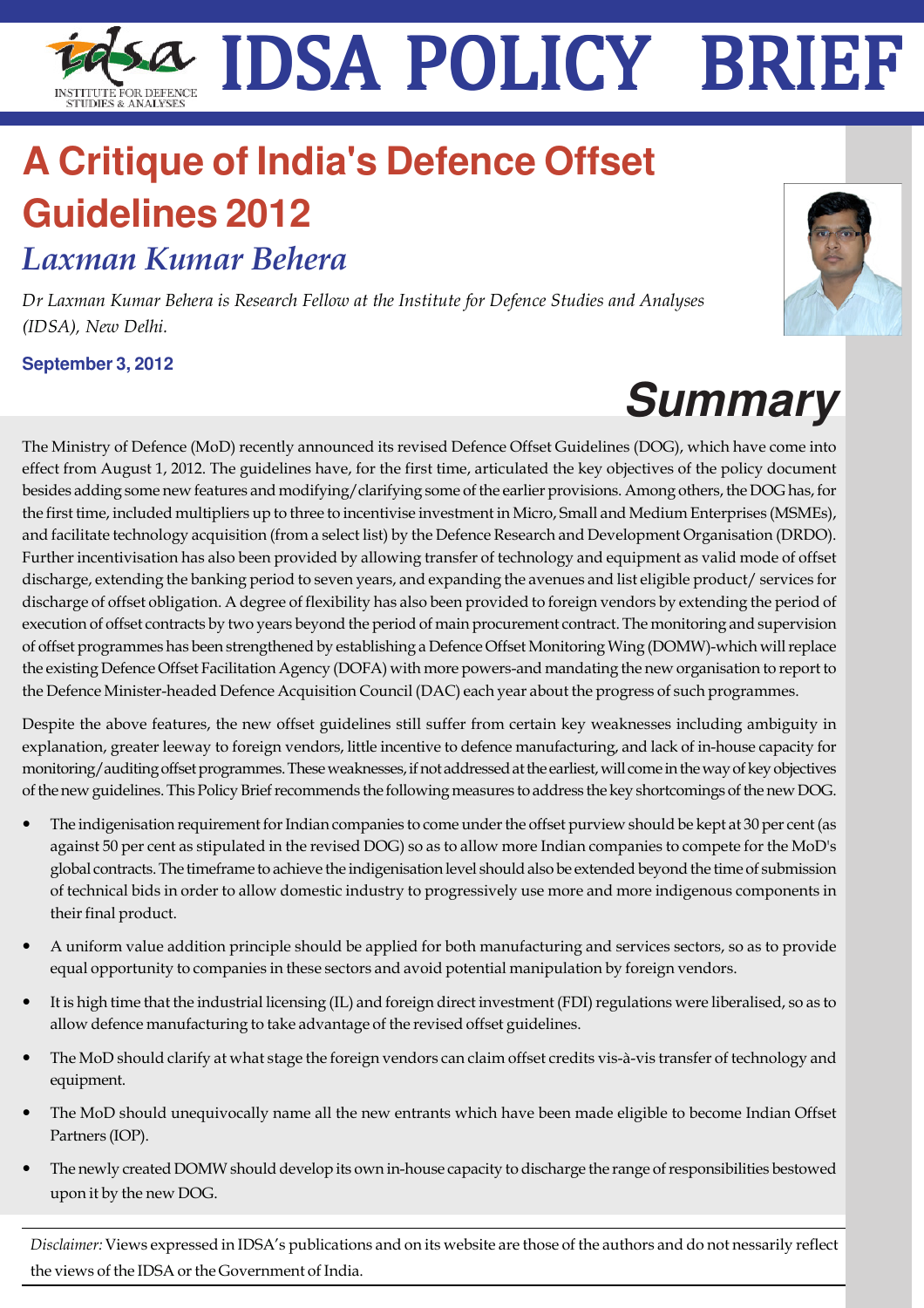# IDSA POLICY BRIEF

INSTITUTE FOR DEFENCE STUDIES & ANALYSES

# A Critique of India's Defence Offset Guidelines 2012

## *Laxman Kumar Behera*

*Dr Laxman Kumar Behera is Research Fellow at the Institute for Defence Studies and Analyses (IDSA), New Delhi.*

**September 3, 2012**

## *Summary*

The Ministry of Defence (MoD) recently announced its revised Defence Offset Guidelines (DOG), which have come into effect from August 1, 2012. The guidelines have, for the first time, articulated the key objectives of the policy document besides adding some new features and modifying/clarifying some of the earlier provisions. Among others, the DOG has, for the first time, included multipliers up to three to incentivise investment in Micro, Small and Medium Enterprises (MSMEs), and facilitate technology acquisition (from a select list) by the Defence Research and Development Organisation (DRDO). Further incentivisation has also been provided by allowing transfer of technology and equipment as valid mode of offset discharge, extending the banking period to seven years, and expanding the avenues and list eligible product/ services for discharge of offset obligation. A degree of flexibility has also been provided to foreign vendors by extending the period of execution of offset contracts by two years beyond the period of main procurement contract. The monitoring and supervision of offset programmes has been strengthened by establishing a Defence Offset Monitoring Wing (DOMW)-which will replace the existing Defence Offset Facilitation Agency (DOFA) with more powers-and mandating the new organisation to report to the Defence Minister-headed Defence Acquisition Council (DAC) each year about the progress of such programmes.

Despite the above features, the new offset guidelines still suffer from certain key weaknesses including ambiguity in explanation, greater leeway to foreign vendors, little incentive to defence manufacturing, and lack of in-house capacity for monitoring/auditing offset programmes. These weaknesses, if not addressed at the earliest, will come in the way of key objectives of the new guidelines. This Policy Brief recommends the following measures to address the key shortcomings of the new DOG.

- The indigenisation requirement for Indian companies to come under the offset purview should be kept at 30 per cent (as against 50 per cent as stipulated in the revised DOG) so as to allow more Indian companies to compete for the MoD's global contracts. The timeframe to achieve the indigenisation level should also be extended beyond the time of submission of technical bids in order to allow domestic industry to progressively use more and more indigenous components in their final product.
- A uniform value addition principle should be applied for both manufacturing and services sectors, so as to provide equal opportunity to companies in these sectors and avoid potential manipulation by foreign vendors.
- It is high time that the industrial licensing (IL) and foreign direct investment (FDI) regulations were liberalised, so as to allow defence manufacturing to take advantage of the revised offset guidelines.
- The MoD should clarify at what stage the foreign vendors can claim offset credits vis-à-vis transfer of technology and equipment.
- The MoD should unequivocally name all the new entrants which have been made eligible to become Indian Offset Partners (IOP).
- The newly created DOMW should develop its own in-house capacity to discharge the range of responsibilities bestowed upon it by the new DOG.

*Disclaimer:* Views expressed in IDSA's publications and on its website are those of the authors and do not nessarily reflect the views of the IDSA or the Government of India.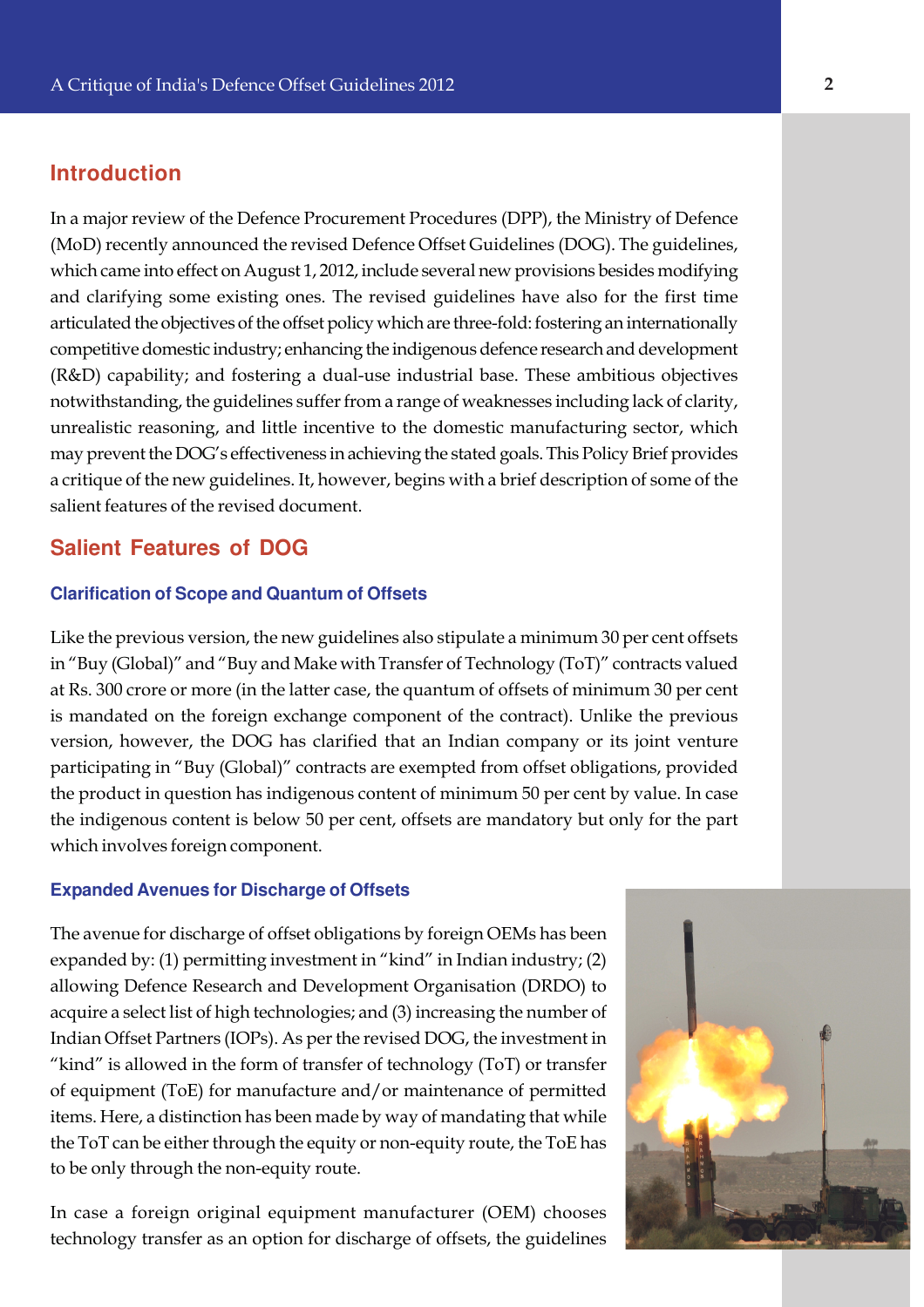## Introduction

In a major review of the Defence Procurement Procedures (DPP), the Ministry of Defence (MoD) recently announced the revised Defence Offset Guidelines (DOG). The guidelines, which came into effect on August 1, 2012, include several new provisions besides modifying and clarifying some existing ones. The revised guidelines have also for the first time articulated the objectives of the offset policy which are three-fold: fostering an internationally competitive domestic industry; enhancing the indigenous defence research and development (R&D) capability; and fostering a dual-use industrial base. These ambitious objectives notwithstanding, the guidelines suffer from a range of weaknesses including lack of clarity, unrealistic reasoning, and little incentive to the domestic manufacturing sector, which may prevent the DOG's effectiveness in achieving the stated goals. This Policy Brief provides a critique of the new guidelines. It, however, begins with a brief description of some of the salient features of the revised document.

## Salient Features of DOG

### Clarification of Scope and Quantum of Offsets

Like the previous version, the new guidelines also stipulate a minimum 30 per cent offsets in "Buy (Global)" and "Buy and Make with Transfer of Technology (ToT)" contracts valued at Rs. 300 crore or more (in the latter case, the quantum of offsets of minimum 30 per cent is mandated on the foreign exchange component of the contract). Unlike the previous version, however, the DOG has clarified that an Indian company or its joint venture participating in "Buy (Global)" contracts are exempted from offset obligations, provided the product in question has indigenous content of minimum 50 per cent by value. In case the indigenous content is below 50 per cent, offsets are mandatory but only for the part which involves foreign component.

### Expanded Avenues for Discharge of Offsets

The avenue for discharge of offset obligations by foreign OEMs has been expanded by: (1) permitting investment in "kind" in Indian industry; (2) allowing Defence Research and Development Organisation (DRDO) to acquire a select list of high technologies; and (3) increasing the number of Indian Offset Partners (IOPs). As per the revised DOG, the investment in "kind" is allowed in the form of transfer of technology (ToT) or transfer of equipment (ToE) for manufacture and/or maintenance of permitted items. Here, a distinction has been made by way of mandating that while the ToT can be either through the equity or non-equity route, the ToE has to be only through the non-equity route.

In case a foreign original equipment manufacturer (OEM) chooses technology transfer as an option for discharge of offsets, the guidelines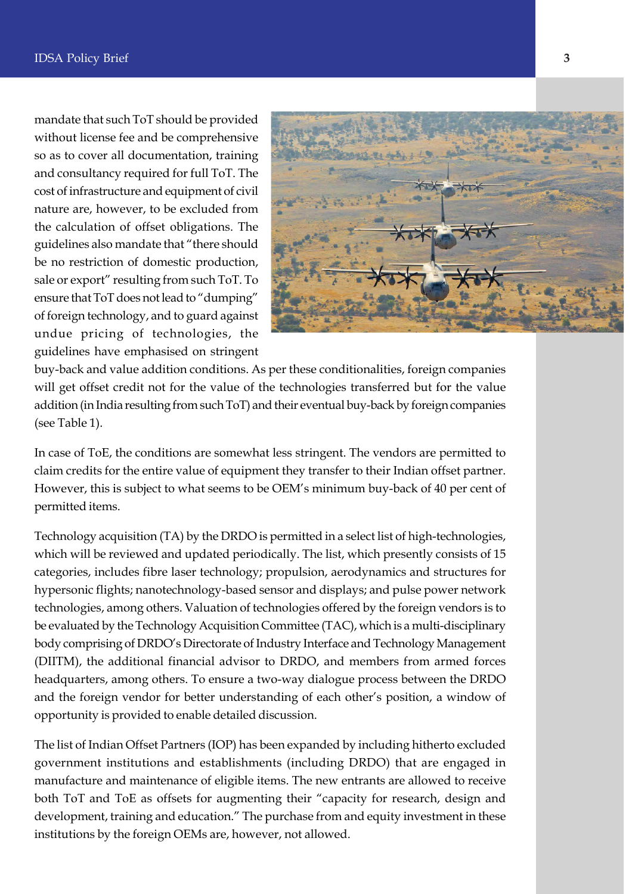mandate that such ToT should be provided without license fee and be comprehensive so as to cover all documentation, training and consultancy required for full ToT. The cost of infrastructure and equipment of civil nature are, however, to be excluded from the calculation of offset obligations. The guidelines also mandate that "there should be no restriction of domestic production, sale or export" resulting from such ToT. To ensure that ToT does not lead to "dumping" of foreign technology, and to guard against undue pricing of technologies, the guidelines have emphasised on stringent buy-back and value addition conditions. As per these conditionalities, foreign companies will get offset credit not for the value of the technologies transferred but for the value addition (in India resulting from such ToT) and their eventual buy-back by foreign companies (see Table 1).

In case of ToE, the conditions are somewhat less stringent. The vendors are permitted to claim credits for the entire value of equipment they transfer to their Indian offset partner. However, this is subject to what seems to be OEM's minimum buy-back of 40 per cent of permitted items.

Technology acquisition (TA) by the DRDO is permitted in a select list of high-technologies, which will be reviewed and updated periodically. The list, which presently consists of 15 categories, includes fibre laser technology; propulsion, aerodynamics and structures for hypersonic flights; nanotechnology-based sensor and displays; and pulse power network technologies, among others. Valuation of technologies offered by the foreign vendors is to be evaluated by the Technology Acquisition Committee (TAC), which is a multi-disciplinary body comprising of DRDO's Directorate of Industry Interface and Technology Management (DIITM), the additional financial advisor to DRDO, and members from armed forces headquarters, among others. To ensure a two-way dialogue process between the DRDO and the foreign vendor for better understanding of each other's position, a window of opportunity is provided to enable detailed discussion.

The list of Indian Offset Partners (IOP) has been expanded by including hitherto excluded government institutions and establishments (including DRDO) that are engaged in manufacture and maintenance of eligible items. The new entrants are allowed to receive both ToT and ToE as offsets for augmenting their "capacity for research, design and development, training and education." The purchase from and equity investment in these institutions by the foreign OEMs are, however, not allowed.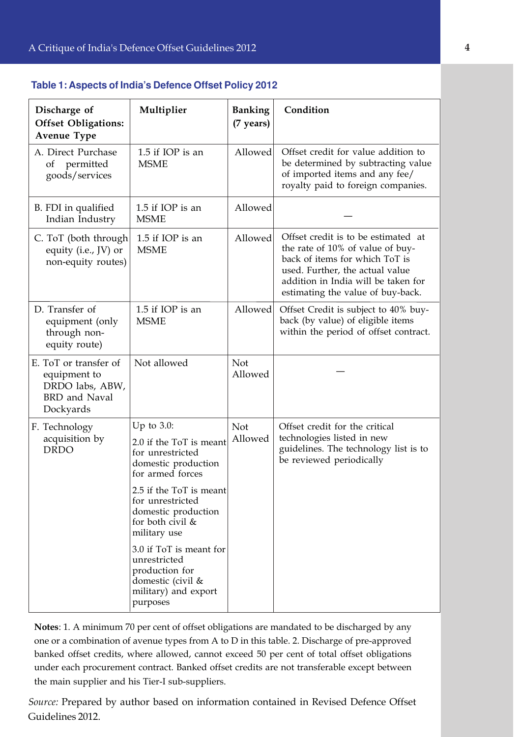**Table 1: Aspects of India's Defence Offset Policy 2012**

| Discharge of Offset Obligations: Avenue Type | Multiplier | Banking (7 years) | Condition |
|---|---|---|---|
| A. Direct Purchase of permitted goods/services | 1.5 if IOP is an MSME | Allowed | Offset credit for value addition to be determined by subtracting value of imported items and any fee/ royalty paid to foreign companies. |
| B. FDI in qualified Indian Industry | 1.5 if IOP is an MSME | Allowed | — |
| C. ToT (both through equity (i.e., JV) or non-equity routes) | 1.5 if IOP is an MSME | Allowed | Offset credit is to be estimated at the rate of 10% of value of buy-back of items for which ToT is used. Further, the actual value addition in India will be taken for estimating the value of buy-back. |
| D. Transfer of equipment (only through non-equity route) | 1.5 if IOP is an MSME | Allowed | Offset Credit is subject to 40% buy-back (by value) of eligible items within the period of offset contract. |
| E. ToT or transfer of equipment to DRDO labs, ABW, BRD and Naval Dockyards | Not allowed | Not Allowed | — |
| F. Technology acquisition by DRDO | Up to 3.0: 2.0 if the ToT is meant for unrestricted domestic production for armed forces; 2.5 if the ToT is meant for unrestricted domestic production for both civil & military use; 3.0 if ToT is meant for unrestricted production for domestic (civil & military) and export purposes | Not Allowed | Offset credit for the critical technologies listed in new guidelines. The technology list is to be reviewed periodically |

**Notes**: 1. A minimum 70 per cent of offset obligations are mandated to be discharged by any one or a combination of avenue types from A to D in this table. 2. Discharge of pre-approved banked offset credits, where allowed, cannot exceed 50 per cent of total offset obligations under each procurement contract. Banked offset credits are not transferable except between the main supplier and his Tier-I sub-suppliers.

*Source:* Prepared by author based on information contained in Revised Defence Offset Guidelines 2012.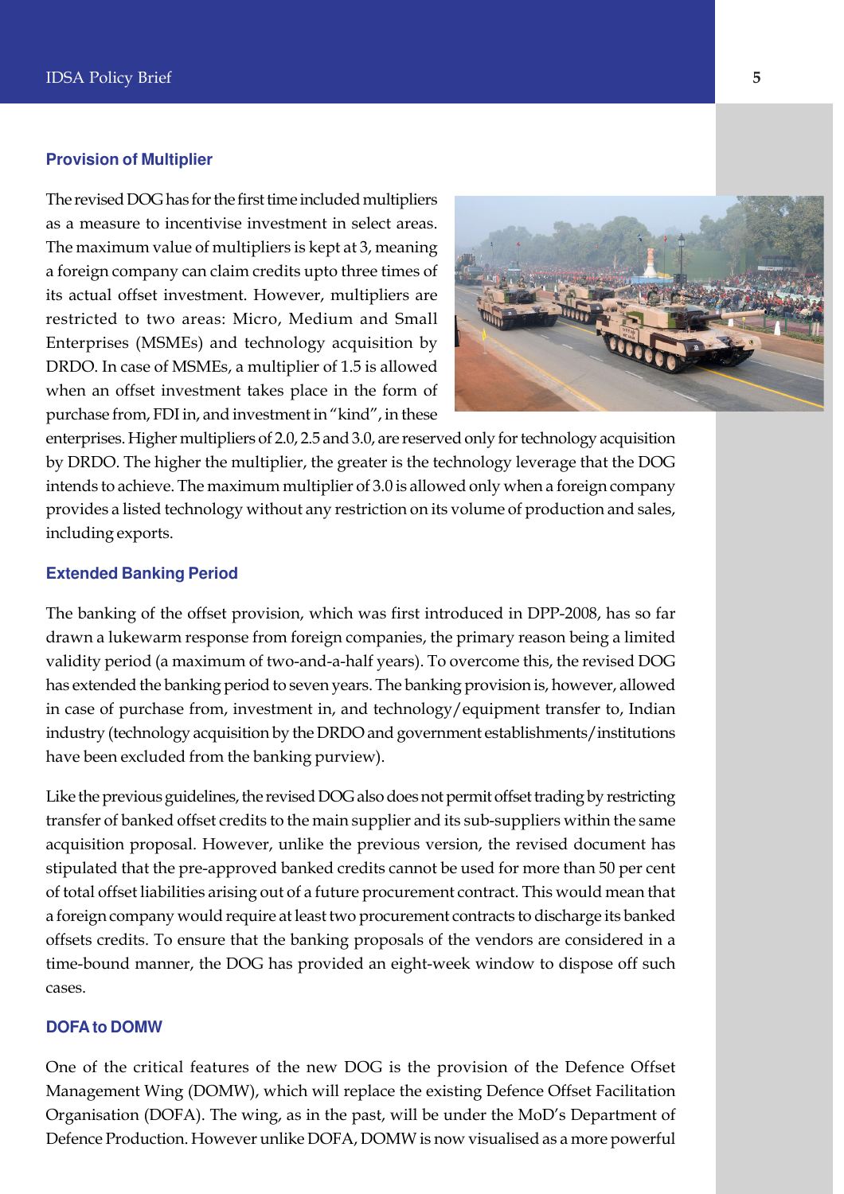## Provision of Multiplier

The revised DOG has for the first time included multipliers as a measure to incentivise investment in select areas. The maximum value of multipliers is kept at 3, meaning a foreign company can claim credits upto three times of its actual offset investment. However, multipliers are restricted to two areas: Micro, Medium and Small Enterprises (MSMEs) and technology acquisition by DRDO. In case of MSMEs, a multiplier of 1.5 is allowed when an offset investment takes place in the form of purchase from, FDI in, and investment in "kind", in these enterprises. Higher multipliers of 2.0, 2.5 and 3.0, are reserved only for technology acquisition by DRDO. The higher the multiplier, the greater is the technology leverage that the DOG intends to achieve. The maximum multiplier of 3.0 is allowed only when a foreign company provides a listed technology without any restriction on its volume of production and sales, including exports.

## Extended Banking Period

The banking of the offset provision, which was first introduced in DPP-2008, has so far drawn a lukewarm response from foreign companies, the primary reason being a limited validity period (a maximum of two-and-a-half years). To overcome this, the revised DOG has extended the banking period to seven years. The banking provision is, however, allowed in case of purchase from, investment in, and technology/equipment transfer to, Indian industry (technology acquisition by the DRDO and government establishments/institutions have been excluded from the banking purview).

Like the previous guidelines, the revised DOG also does not permit offset trading by restricting transfer of banked offset credits to the main supplier and its sub-suppliers within the same acquisition proposal. However, unlike the previous version, the revised document has stipulated that the pre-approved banked credits cannot be used for more than 50 per cent of total offset liabilities arising out of a future procurement contract. This would mean that a foreign company would require at least two procurement contracts to discharge its banked offsets credits. To ensure that the banking proposals of the vendors are considered in a time-bound manner, the DOG has provided an eight-week window to dispose off such cases.

## DOFA to DOMW

One of the critical features of the new DOG is the provision of the Defence Offset Management Wing (DOMW), which will replace the existing Defence Offset Facilitation Organisation (DOFA). The wing, as in the past, will be under the MoD's Department of Defence Production. However unlike DOFA, DOMW is now visualised as a more powerful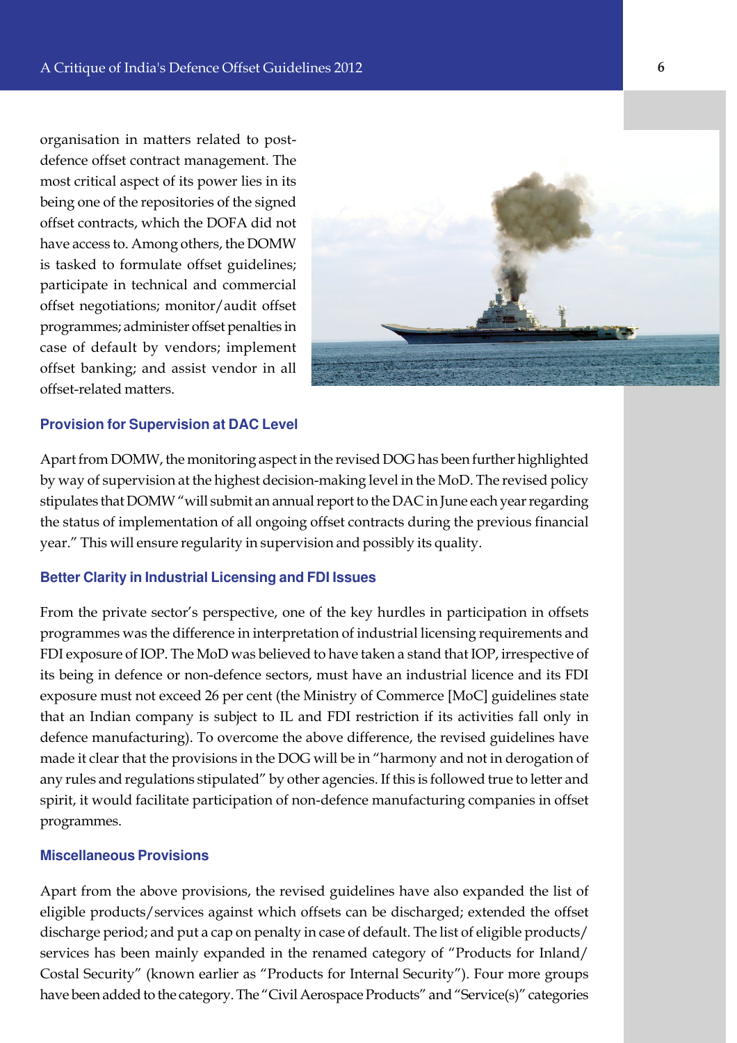organisation in matters related to post-defence offset contract management. The most critical aspect of its power lies in its being one of the repositories of the signed offset contracts, which the DOFA did not have access to. Among others, the DOMW is tasked to formulate offset guidelines; participate in technical and commercial offset negotiations; monitor/audit offset programmes; administer offset penalties in case of default by vendors; implement offset banking; and assist vendor in all offset-related matters.

### Provision for Supervision at DAC Level

Apart from DOMW, the monitoring aspect in the revised DOG has been further highlighted by way of supervision at the highest decision-making level in the MoD. The revised policy stipulates that DOMW "will submit an annual report to the DAC in June each year regarding the status of implementation of all ongoing offset contracts during the previous financial year." This will ensure regularity in supervision and possibly its quality.

### Better Clarity in Industrial Licensing and FDI Issues

From the private sector's perspective, one of the key hurdles in participation in offsets programmes was the difference in interpretation of industrial licensing requirements and FDI exposure of IOP. The MoD was believed to have taken a stand that IOP, irrespective of its being in defence or non-defence sectors, must have an industrial licence and its FDI exposure must not exceed 26 per cent (the Ministry of Commerce [MoC] guidelines state that an Indian company is subject to IL and FDI restriction if its activities fall only in defence manufacturing). To overcome the above difference, the revised guidelines have made it clear that the provisions in the DOG will be in "harmony and not in derogation of any rules and regulations stipulated" by other agencies. If this is followed true to letter and spirit, it would facilitate participation of non-defence manufacturing companies in offset programmes.

### Miscellaneous Provisions

Apart from the above provisions, the revised guidelines have also expanded the list of eligible products/services against which offsets can be discharged; extended the offset discharge period; and put a cap on penalty in case of default. The list of eligible products/services has been mainly expanded in the renamed category of "Products for Inland/Costal Security" (known earlier as "Products for Internal Security"). Four more groups have been added to the category. The "Civil Aerospace Products" and "Service(s)" categories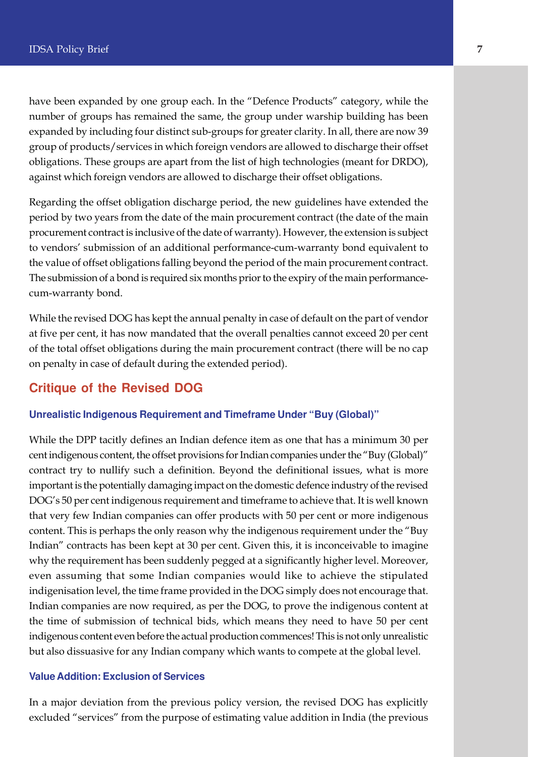have been expanded by one group each. In the "Defence Products" category, while the number of groups has remained the same, the group under warship building has been expanded by including four distinct sub-groups for greater clarity. In all, there are now 39 group of products/services in which foreign vendors are allowed to discharge their offset obligations. These groups are apart from the list of high technologies (meant for DRDO), against which foreign vendors are allowed to discharge their offset obligations.

Regarding the offset obligation discharge period, the new guidelines have extended the period by two years from the date of the main procurement contract (the date of the main procurement contract is inclusive of the date of warranty). However, the extension is subject to vendors' submission of an additional performance-cum-warranty bond equivalent to the value of offset obligations falling beyond the period of the main procurement contract. The submission of a bond is required six months prior to the expiry of the main performance-cum-warranty bond.

While the revised DOG has kept the annual penalty in case of default on the part of vendor at five per cent, it has now mandated that the overall penalties cannot exceed 20 per cent of the total offset obligations during the main procurement contract (there will be no cap on penalty in case of default during the extended period).

## Critique of the Revised DOG

### Unrealistic Indigenous Requirement and Timeframe Under "Buy (Global)"

While the DPP tacitly defines an Indian defence item as one that has a minimum 30 per cent indigenous content, the offset provisions for Indian companies under the "Buy (Global)" contract try to nullify such a definition. Beyond the definitional issues, what is more important is the potentially damaging impact on the domestic defence industry of the revised DOG's 50 per cent indigenous requirement and timeframe to achieve that. It is well known that very few Indian companies can offer products with 50 per cent or more indigenous content. This is perhaps the only reason why the indigenous requirement under the "Buy Indian" contracts has been kept at 30 per cent. Given this, it is inconceivable to imagine why the requirement has been suddenly pegged at a significantly higher level. Moreover, even assuming that some Indian companies would like to achieve the stipulated indigenisation level, the time frame provided in the DOG simply does not encourage that. Indian companies are now required, as per the DOG, to prove the indigenous content at the time of submission of technical bids, which means they need to have 50 per cent indigenous content even before the actual production commences! This is not only unrealistic but also dissuasive for any Indian company which wants to compete at the global level.

### Value Addition: Exclusion of Services

In a major deviation from the previous policy version, the revised DOG has explicitly excluded "services" from the purpose of estimating value addition in India (the previous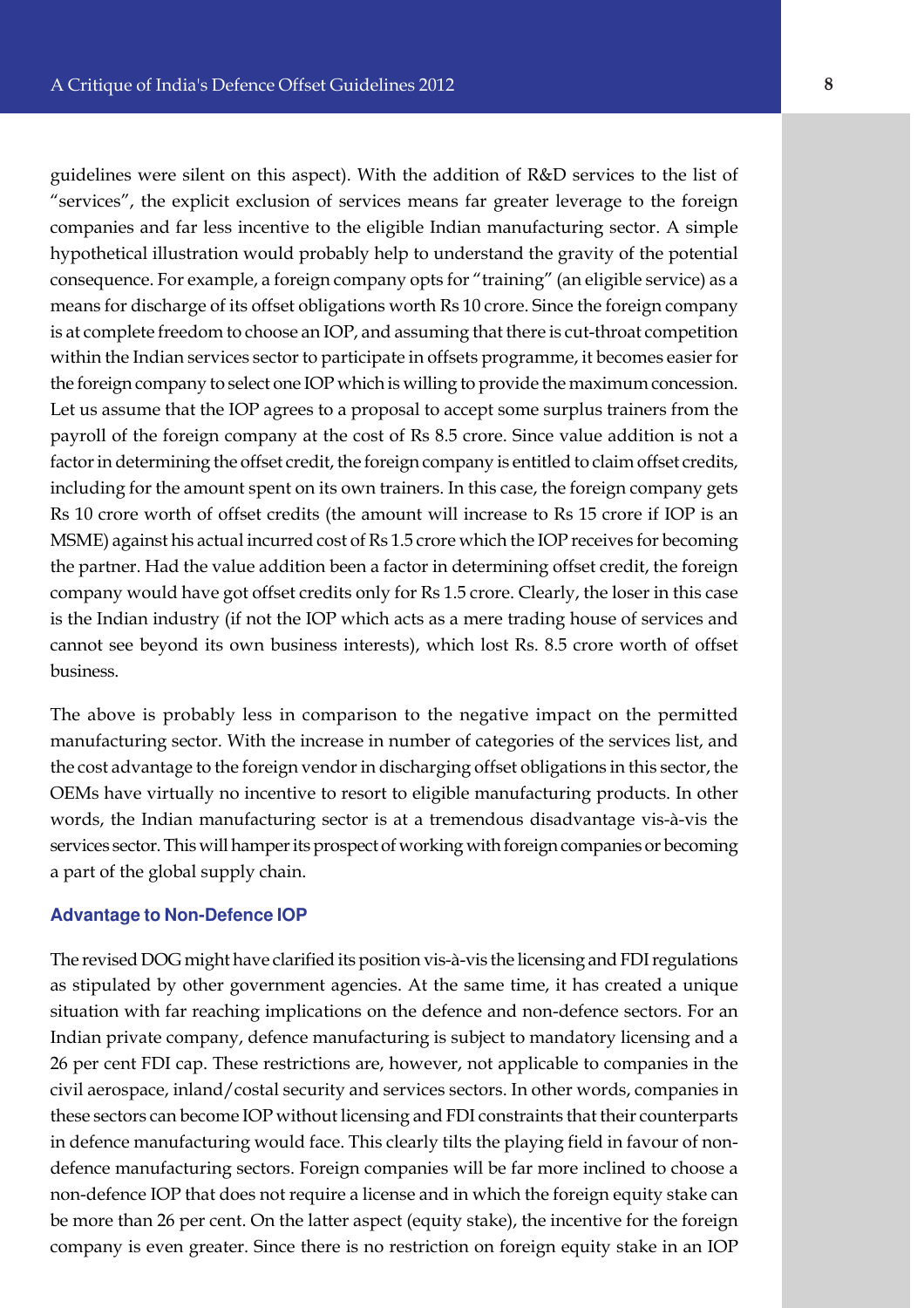guidelines were silent on this aspect). With the addition of R&D services to the list of "services", the explicit exclusion of services means far greater leverage to the foreign companies and far less incentive to the eligible Indian manufacturing sector. A simple hypothetical illustration would probably help to understand the gravity of the potential consequence. For example, a foreign company opts for "training" (an eligible service) as a means for discharge of its offset obligations worth Rs 10 crore. Since the foreign company is at complete freedom to choose an IOP, and assuming that there is cut-throat competition within the Indian services sector to participate in offsets programme, it becomes easier for the foreign company to select one IOP which is willing to provide the maximum concession. Let us assume that the IOP agrees to a proposal to accept some surplus trainers from the payroll of the foreign company at the cost of Rs 8.5 crore. Since value addition is not a factor in determining the offset credit, the foreign company is entitled to claim offset credits, including for the amount spent on its own trainers. In this case, the foreign company gets Rs 10 crore worth of offset credits (the amount will increase to Rs 15 crore if IOP is an MSME) against his actual incurred cost of Rs 1.5 crore which the IOP receives for becoming the partner. Had the value addition been a factor in determining offset credit, the foreign company would have got offset credits only for Rs 1.5 crore. Clearly, the loser in this case is the Indian industry (if not the IOP which acts as a mere trading house of services and cannot see beyond its own business interests), which lost Rs. 8.5 crore worth of offset business.

The above is probably less in comparison to the negative impact on the permitted manufacturing sector. With the increase in number of categories of the services list, and the cost advantage to the foreign vendor in discharging offset obligations in this sector, the OEMs have virtually no incentive to resort to eligible manufacturing products. In other words, the Indian manufacturing sector is at a tremendous disadvantage vis-à-vis the services sector. This will hamper its prospect of working with foreign companies or becoming a part of the global supply chain.

### Advantage to Non-Defence IOP

The revised DOG might have clarified its position vis-à-vis the licensing and FDI regulations as stipulated by other government agencies. At the same time, it has created a unique situation with far reaching implications on the defence and non-defence sectors. For an Indian private company, defence manufacturing is subject to mandatory licensing and a 26 per cent FDI cap. These restrictions are, however, not applicable to companies in the civil aerospace, inland/costal security and services sectors. In other words, companies in these sectors can become IOP without licensing and FDI constraints that their counterparts in defence manufacturing would face. This clearly tilts the playing field in favour of non-defence manufacturing sectors. Foreign companies will be far more inclined to choose a non-defence IOP that does not require a license and in which the foreign equity stake can be more than 26 per cent. On the latter aspect (equity stake), the incentive for the foreign company is even greater. Since there is no restriction on foreign equity stake in an IOP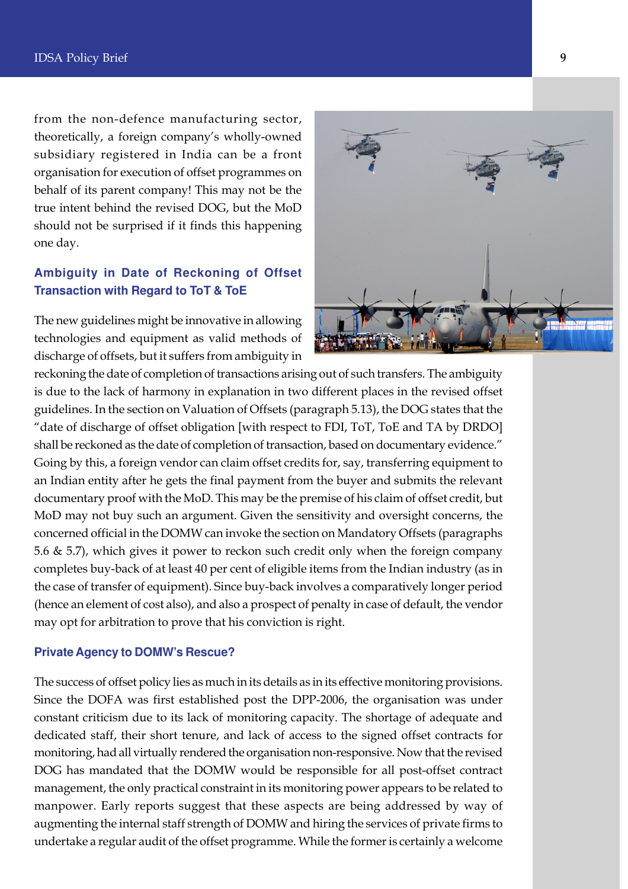from the non-defence manufacturing sector, theoretically, a foreign company's wholly-owned subsidiary registered in India can be a front organisation for execution of offset programmes on behalf of its parent company! This may not be the true intent behind the revised DOG, but the MoD should not be surprised if it finds this happening one day.

### Ambiguity in Date of Reckoning of Offset Transaction with Regard to ToT & ToE

The new guidelines might be innovative in allowing technologies and equipment as valid methods of discharge of offsets, but it suffers from ambiguity in reckoning the date of completion of transactions arising out of such transfers. The ambiguity is due to the lack of harmony in explanation in two different places in the revised offset guidelines. In the section on Valuation of Offsets (paragraph 5.13), the DOG states that the "date of discharge of offset obligation [with respect to FDI, ToT, ToE and TA by DRDO] shall be reckoned as the date of completion of transaction, based on documentary evidence." Going by this, a foreign vendor can claim offset credits for, say, transferring equipment to an Indian entity after he gets the final payment from the buyer and submits the relevant documentary proof with the MoD. This may be the premise of his claim of offset credit, but MoD may not buy such an argument. Given the sensitivity and oversight concerns, the concerned official in the DOMW can invoke the section on Mandatory Offsets (paragraphs 5.6 & 5.7), which gives it power to reckon such credit only when the foreign company completes buy-back of at least 40 per cent of eligible items from the Indian industry (as in the case of transfer of equipment). Since buy-back involves a comparatively longer period (hence an element of cost also), and also a prospect of penalty in case of default, the vendor may opt for arbitration to prove that his conviction is right.

### Private Agency to DOMW's Rescue?

The success of offset policy lies as much in its details as in its effective monitoring provisions. Since the DOFA was first established post the DPP-2006, the organisation was under constant criticism due to its lack of monitoring capacity. The shortage of adequate and dedicated staff, their short tenure, and lack of access to the signed offset contracts for monitoring, had all virtually rendered the organisation non-responsive. Now that the revised DOG has mandated that the DOMW would be responsible for all post-offset contract management, the only practical constraint in its monitoring power appears to be related to manpower. Early reports suggest that these aspects are being addressed by way of augmenting the internal staff strength of DOMW and hiring the services of private firms to undertake a regular audit of the offset programme. While the former is certainly a welcome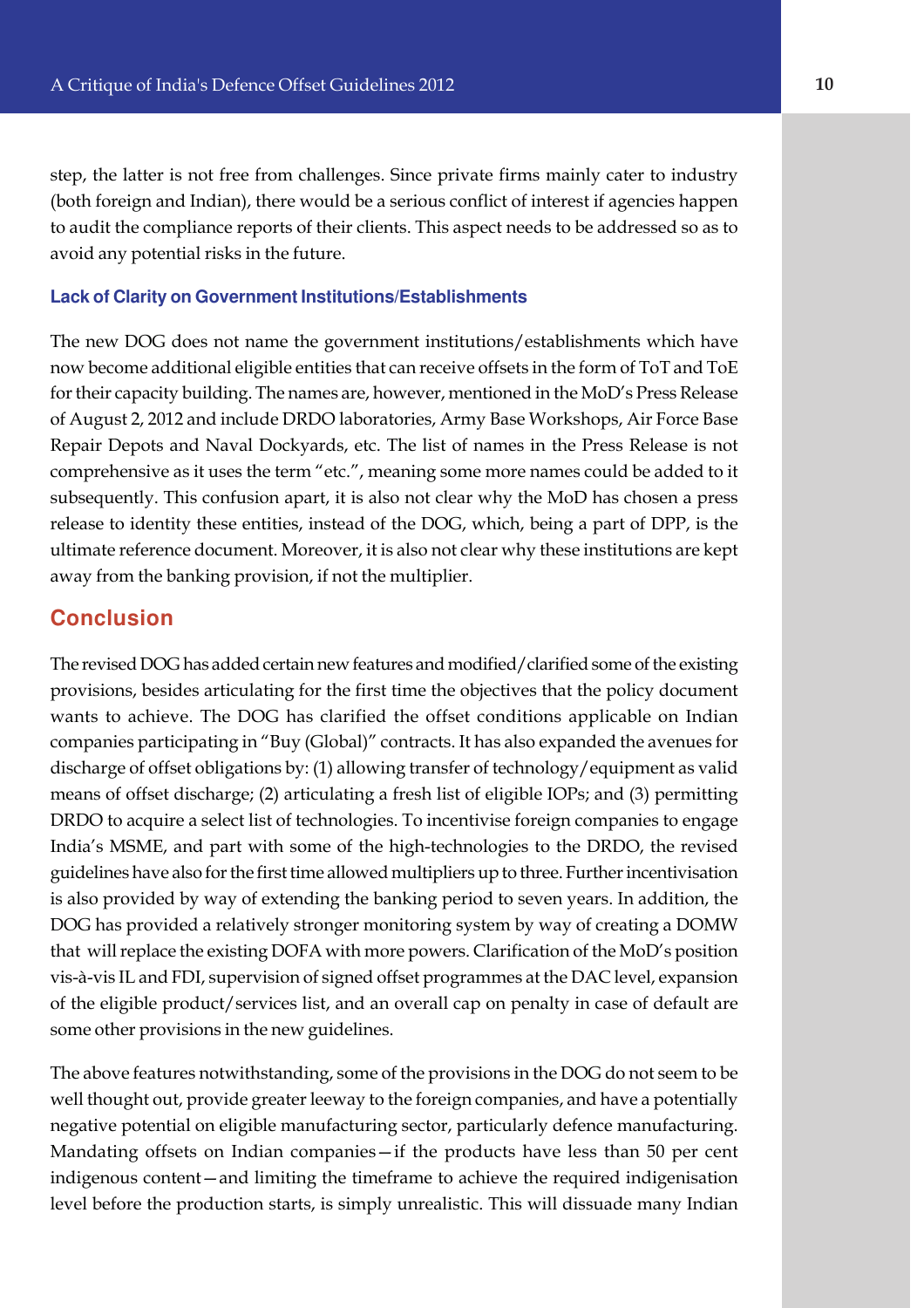step, the latter is not free from challenges. Since private firms mainly cater to industry (both foreign and Indian), there would be a serious conflict of interest if agencies happen to audit the compliance reports of their clients. This aspect needs to be addressed so as to avoid any potential risks in the future.

### Lack of Clarity on Government Institutions/Establishments

The new DOG does not name the government institutions/establishments which have now become additional eligible entities that can receive offsets in the form of ToT and ToE for their capacity building. The names are, however, mentioned in the MoD's Press Release of August 2, 2012 and include DRDO laboratories, Army Base Workshops, Air Force Base Repair Depots and Naval Dockyards, etc. The list of names in the Press Release is not comprehensive as it uses the term "etc.", meaning some more names could be added to it subsequently. This confusion apart, it is also not clear why the MoD has chosen a press release to identity these entities, instead of the DOG, which, being a part of DPP, is the ultimate reference document. Moreover, it is also not clear why these institutions are kept away from the banking provision, if not the multiplier.

## Conclusion

The revised DOG has added certain new features and modified/clarified some of the existing provisions, besides articulating for the first time the objectives that the policy document wants to achieve. The DOG has clarified the offset conditions applicable on Indian companies participating in "Buy (Global)" contracts. It has also expanded the avenues for discharge of offset obligations by: (1) allowing transfer of technology/equipment as valid means of offset discharge; (2) articulating a fresh list of eligible IOPs; and (3) permitting DRDO to acquire a select list of technologies. To incentivise foreign companies to engage India's MSME, and part with some of the high-technologies to the DRDO, the revised guidelines have also for the first time allowed multipliers up to three. Further incentivisation is also provided by way of extending the banking period to seven years. In addition, the DOG has provided a relatively stronger monitoring system by way of creating a DOMW that will replace the existing DOFA with more powers. Clarification of the MoD's position vis-à-vis IL and FDI, supervision of signed offset programmes at the DAC level, expansion of the eligible product/services list, and an overall cap on penalty in case of default are some other provisions in the new guidelines.

The above features notwithstanding, some of the provisions in the DOG do not seem to be well thought out, provide greater leeway to the foreign companies, and have a potentially negative potential on eligible manufacturing sector, particularly defence manufacturing. Mandating offsets on Indian companies—if the products have less than 50 per cent indigenous content—and limiting the timeframe to achieve the required indigenisation level before the production starts, is simply unrealistic. This will dissuade many Indian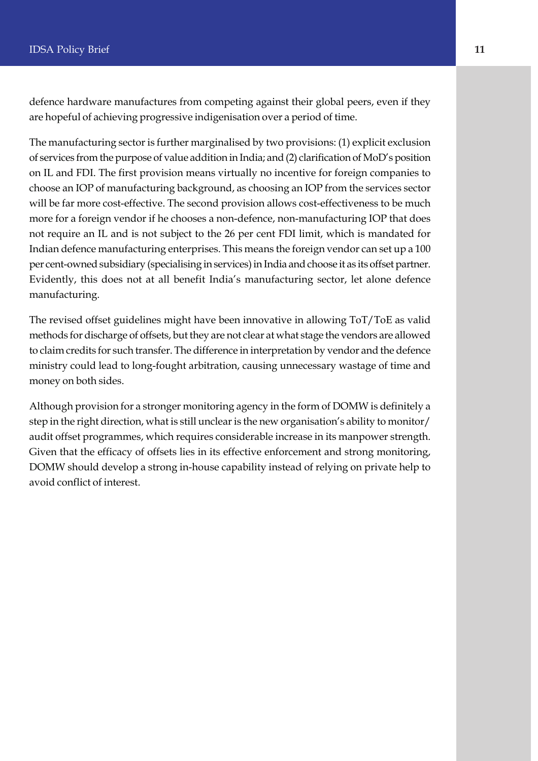defence hardware manufactures from competing against their global peers, even if they are hopeful of achieving progressive indigenisation over a period of time.

The manufacturing sector is further marginalised by two provisions: (1) explicit exclusion of services from the purpose of value addition in India; and (2) clarification of MoD's position on IL and FDI. The first provision means virtually no incentive for foreign companies to choose an IOP of manufacturing background, as choosing an IOP from the services sector will be far more cost-effective. The second provision allows cost-effectiveness to be much more for a foreign vendor if he chooses a non-defence, non-manufacturing IOP that does not require an IL and is not subject to the 26 per cent FDI limit, which is mandated for Indian defence manufacturing enterprises. This means the foreign vendor can set up a 100 per cent-owned subsidiary (specialising in services) in India and choose it as its offset partner. Evidently, this does not at all benefit India's manufacturing sector, let alone defence manufacturing.

The revised offset guidelines might have been innovative in allowing ToT/ToE as valid methods for discharge of offsets, but they are not clear at what stage the vendors are allowed to claim credits for such transfer. The difference in interpretation by vendor and the defence ministry could lead to long-fought arbitration, causing unnecessary wastage of time and money on both sides.

Although provision for a stronger monitoring agency in the form of DOMW is definitely a step in the right direction, what is still unclear is the new organisation's ability to monitor/audit offset programmes, which requires considerable increase in its manpower strength. Given that the efficacy of offsets lies in its effective enforcement and strong monitoring, DOMW should develop a strong in-house capability instead of relying on private help to avoid conflict of interest.